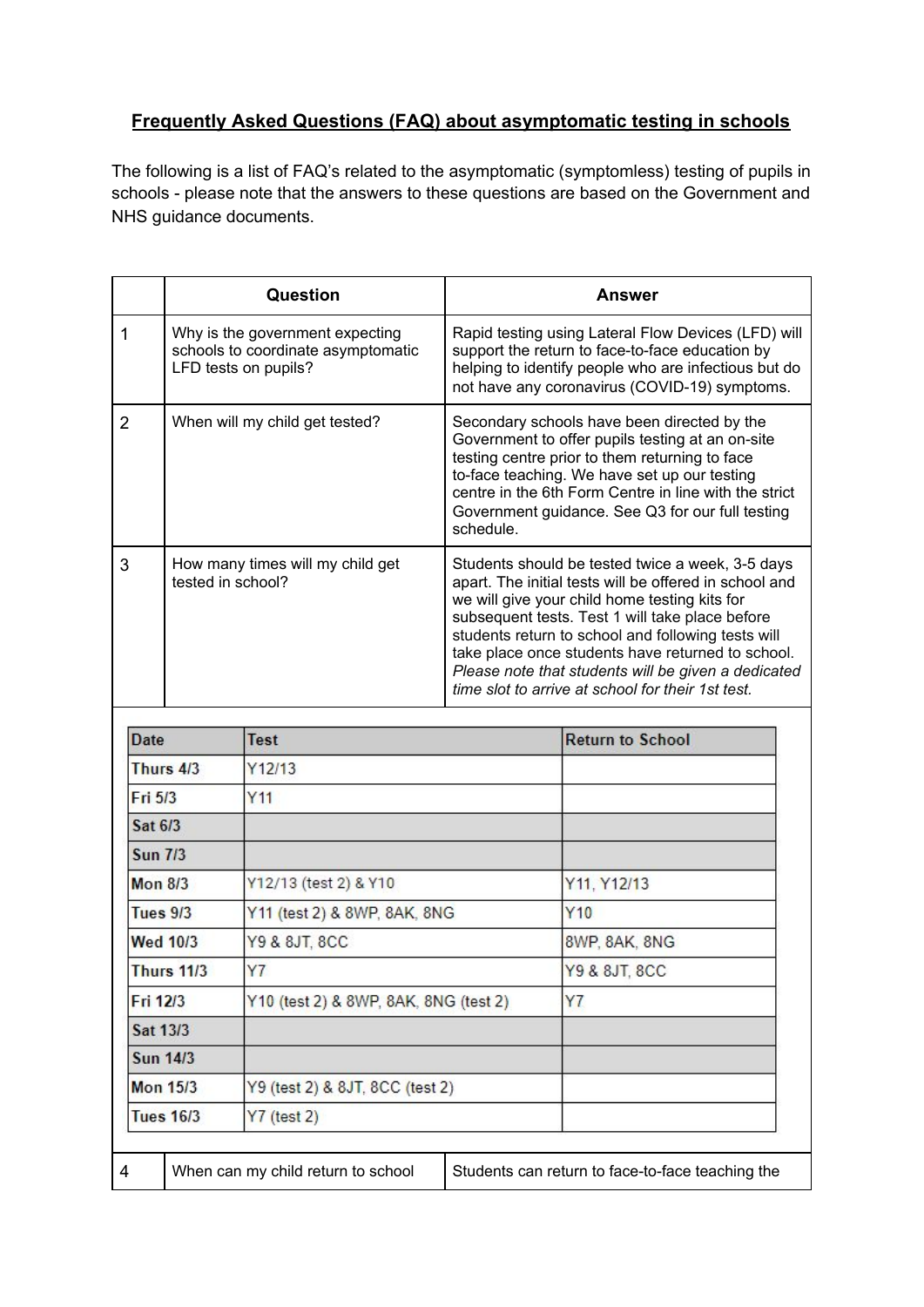**Frequently Asked Questions (FAQ) about asymptomatic testing in schools**

The following is a list of FAQ's related to the asymptomatic (symptomless) testing of pupils in schools - please note that the answers to these questions are based on the Government and NHS guidance documents.

| | Question | Answer |
|---|---|---|
| 1 | Why is the government expecting schools to coordinate asymptomatic LFD tests on pupils? | Rapid testing using Lateral Flow Devices (LFD) will support the return to face-to-face education by helping to identify people who are infectious but do not have any coronavirus (COVID-19) symptoms. |
| 2 | When will my child get tested? | Secondary schools have been directed by the Government to offer pupils testing at an on-site testing centre prior to them returning to face to-face teaching. We have set up our testing centre in the 6th Form Centre in line with the strict Government guidance. See Q3 for our full testing schedule. |
| 3 | How many times will my child get tested in school? | Students should be tested twice a week, 3-5 days apart. The initial tests will be offered in school and we will give your child home testing kits for subsequent tests. Test 1 will take place before students return to school and following tests will take place once students have returned to school. *Please note that students will be given a dedicated time slot to arrive at school for their 1st test.* |

| Date | Test | Return to School |
|---|---|---|
| Thurs 4/3 | Y12/13 | |
| Fri 5/3 | Y11 | |
| Sat 6/3 | | |
| Sun 7/3 | | |
| Mon 8/3 | Y12/13 (test 2) & Y10 | Y11, Y12/13 |
| Tues 9/3 | Y11 (test 2) & 8WP, 8AK, 8NG | Y10 |
| Wed 10/3 | Y9 & 8JT, 8CC | 8WP, 8AK, 8NG |
| Thurs 11/3 | Y7 | Y9 & 8JT, 8CC |
| Fri 12/3 | Y10 (test 2) & 8WP, 8AK, 8NG (test 2) | Y7 |
| Sat 13/3 | | |
| Sun 14/3 | | |
| Mon 15/3 | Y9 (test 2) & 8JT, 8CC (test 2) | |
| Tues 16/3 | Y7 (test 2) | |

| | Question | Answer |
|---|---|---|
| 4 | When can my child return to school | Students can return to face-to-face teaching the |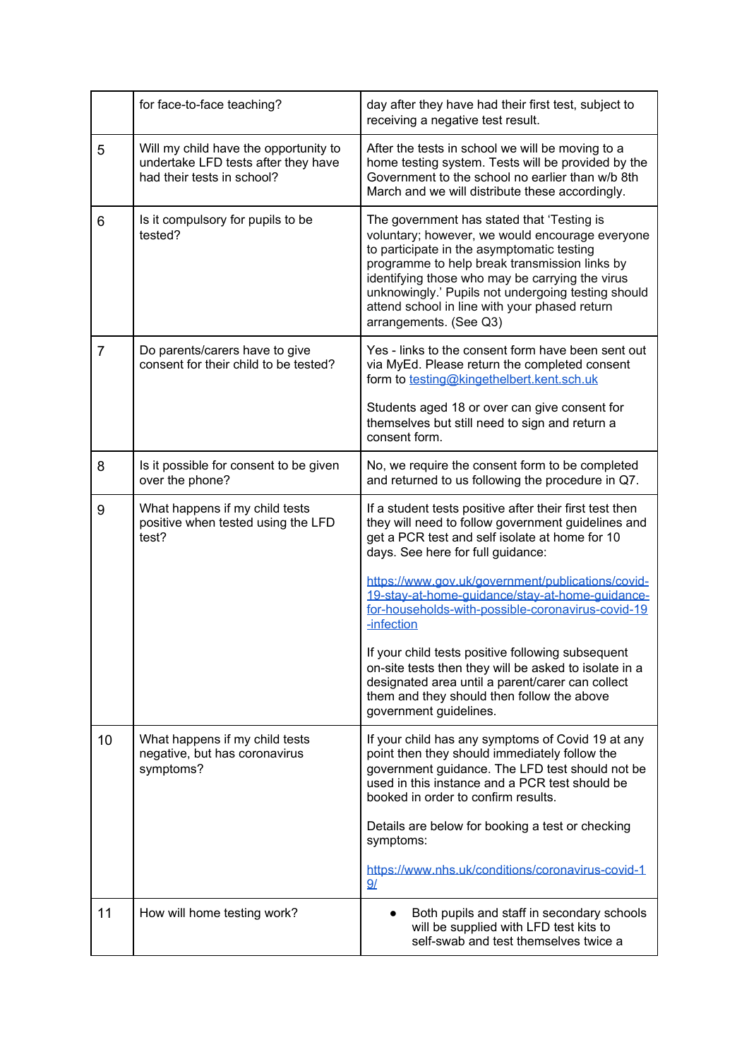| | | |
|---|---|---|
| | for face-to-face teaching? | day after they have had their first test, subject to receiving a negative test result. |
| 5 | Will my child have the opportunity to undertake LFD tests after they have had their tests in school? | After the tests in school we will be moving to a home testing system. Tests will be provided by the Government to the school no earlier than w/b 8th March and we will distribute these accordingly. |
| 6 | Is it compulsory for pupils to be tested? | The government has stated that 'Testing is voluntary; however, we would encourage everyone to participate in the asymptomatic testing programme to help break transmission links by identifying those who may be carrying the virus unknowingly.' Pupils not undergoing testing should attend school in line with your phased return arrangements. (See Q3) |
| 7 | Do parents/carers have to give consent for their child to be tested? | Yes - links to the consent form have been sent out via MyEd. Please return the completed consent form to [testing@kingethelbert.kent.sch.uk](mailto:testing@kingethelbert.kent.sch.uk)<br><br>Students aged 18 or over can give consent for themselves but still need to sign and return a consent form. |
| 8 | Is it possible for consent to be given over the phone? | No, we require the consent form to be completed and returned to us following the procedure in Q7. |
| 9 | What happens if my child tests positive when tested using the LFD test? | If a student tests positive after their first test then they will need to follow government guidelines and get a PCR test and self isolate at home for 10 days. See here for full guidance:<br><br>[https://www.gov.uk/government/publications/covid-19-stay-at-home-guidance/stay-at-home-guidance-for-households-with-possible-coronavirus-covid-19-infection](https://www.gov.uk/government/publications/covid-19-stay-at-home-guidance/stay-at-home-guidance-for-households-with-possible-coronavirus-covid-19-infection)<br><br>If your child tests positive following subsequent on-site tests then they will be asked to isolate in a designated area until a parent/carer can collect them and they should then follow the above government guidelines. |
| 10 | What happens if my child tests negative, but has coronavirus symptoms? | If your child has any symptoms of Covid 19 at any point then they should immediately follow the government guidance. The LFD test should not be used in this instance and a PCR test should be booked in order to confirm results.<br><br>Details are below for booking a test or checking symptoms:<br><br>[https://www.nhs.uk/conditions/coronavirus-covid-19/](https://www.nhs.uk/conditions/coronavirus-covid-19/) |
| 11 | How will home testing work? | • Both pupils and staff in secondary schools will be supplied with LFD test kits to self-swab and test themselves twice a |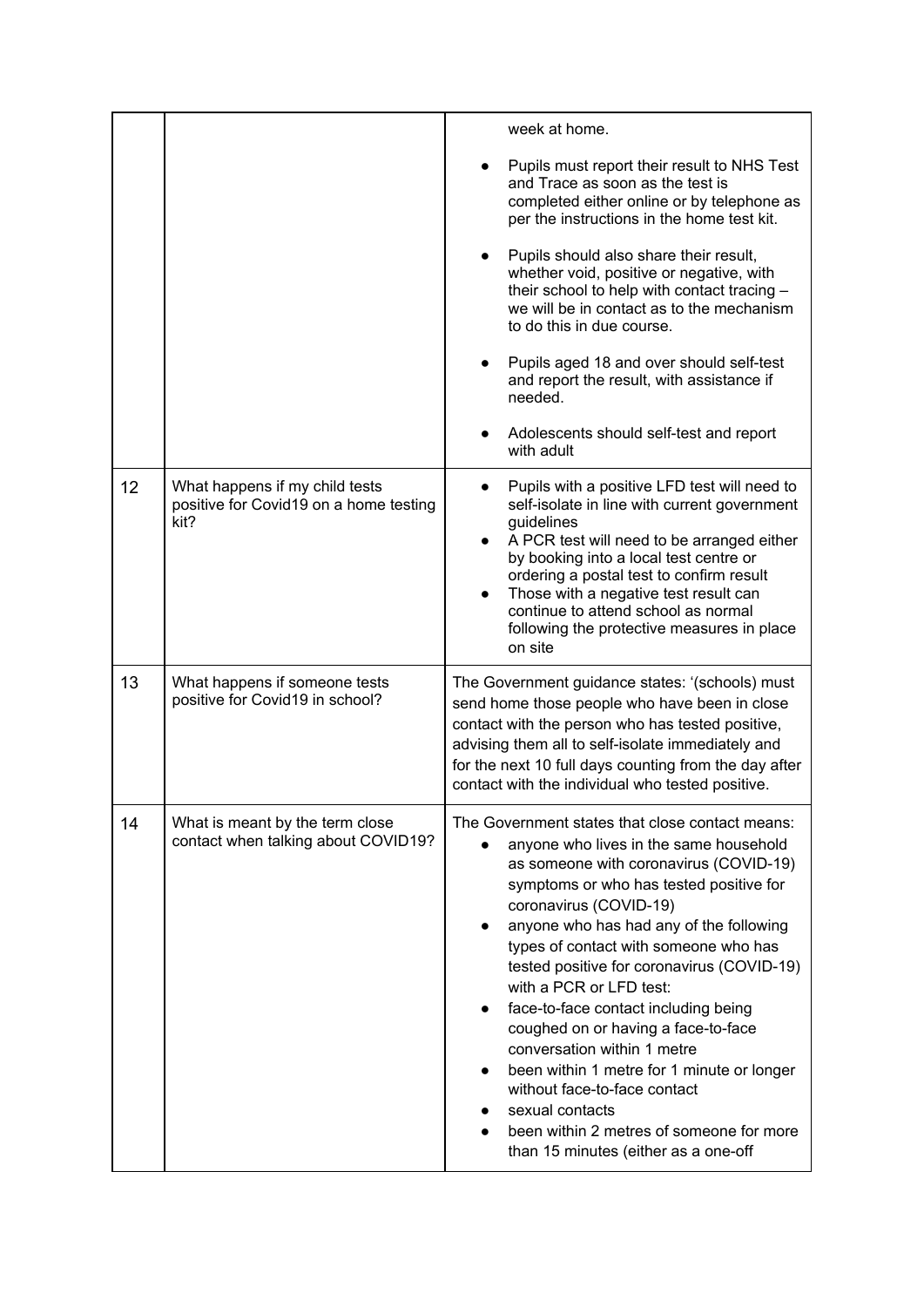| | | |
|---|---|---|
| | | week at home.<br><br>• Pupils must report their result to NHS Test and Trace as soon as the test is completed either online or by telephone as per the instructions in the home test kit.<br><br>• Pupils should also share their result, whether void, positive or negative, with their school to help with contact tracing – we will be in contact as to the mechanism to do this in due course.<br><br>• Pupils aged 18 and over should self-test and report the result, with assistance if needed.<br><br>• Adolescents should self-test and report with adult |
| 12 | What happens if my child tests positive for Covid19 on a home testing kit? | • Pupils with a positive LFD test will need to self-isolate in line with current government guidelines<br>• A PCR test will need to be arranged either by booking into a local test centre or ordering a postal test to confirm result<br>• Those with a negative test result can continue to attend school as normal following the protective measures in place on site |
| 13 | What happens if someone tests positive for Covid19 in school? | The Government guidance states: '(schools) must send home those people who have been in close contact with the person who has tested positive, advising them all to self-isolate immediately and for the next 10 full days counting from the day after contact with the individual who tested positive. |
| 14 | What is meant by the term close contact when talking about COVID19? | The Government states that close contact means:<br>• anyone who lives in the same household as someone with coronavirus (COVID-19) symptoms or who has tested positive for coronavirus (COVID-19)<br>• anyone who has had any of the following types of contact with someone who has tested positive for coronavirus (COVID-19) with a PCR or LFD test:<br>• face-to-face contact including being coughed on or having a face-to-face conversation within 1 metre<br>• been within 1 metre for 1 minute or longer without face-to-face contact<br>• sexual contacts<br>• been within 2 metres of someone for more than 15 minutes (either as a one-off |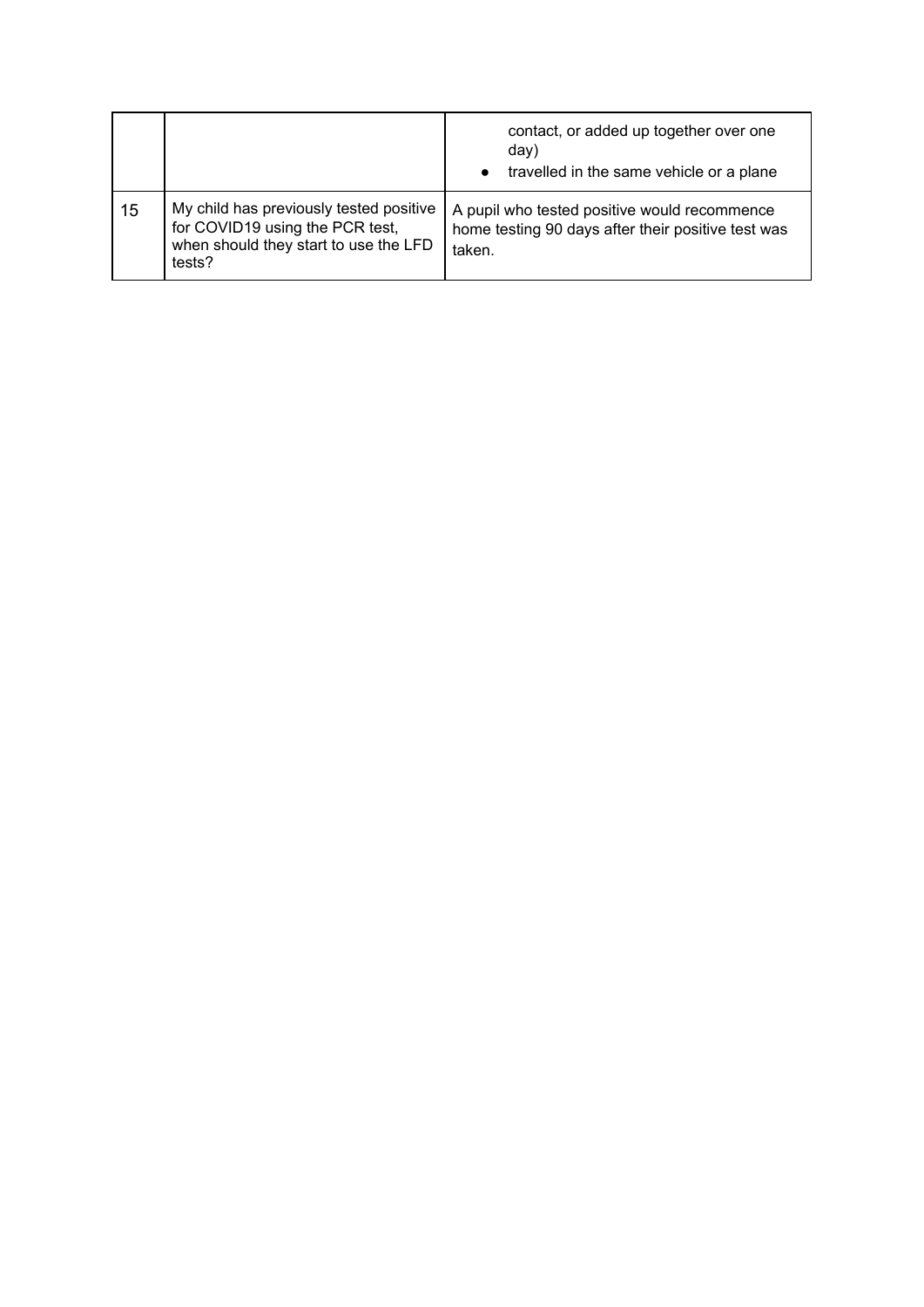| | | |
|---|---|---|
| | | contact, or added up together over one day)<br>• travelled in the same vehicle or a plane |
| 15 | My child has previously tested positive for COVID19 using the PCR test, when should they start to use the LFD tests? | A pupil who tested positive would recommence home testing 90 days after their positive test was taken. |